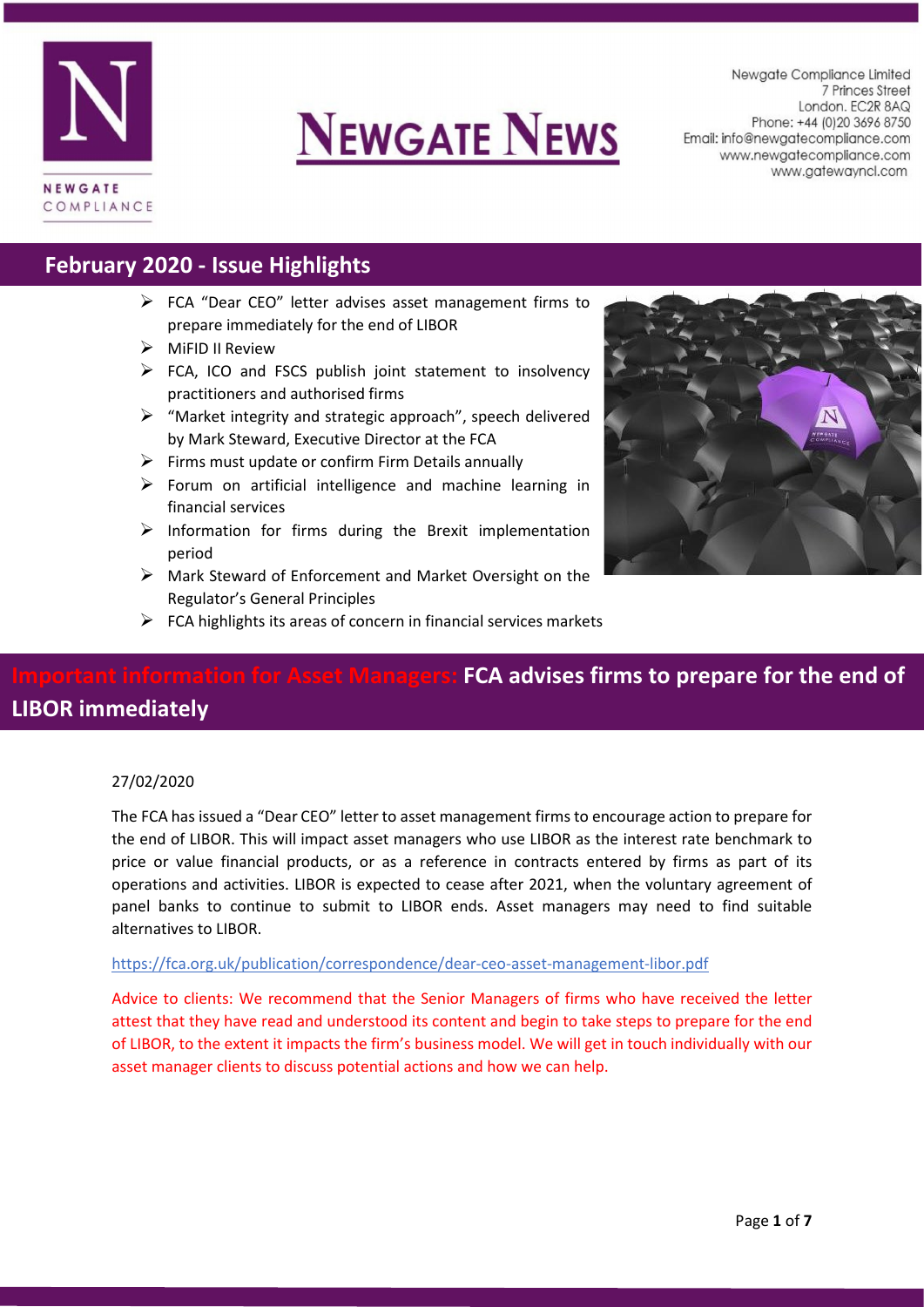# NEWGATE NEWS

Newgate Compliance Limited
7 Princes Street
London. EC2R 8AQ
Phone: +44 (0)20 3696 8750
Email: info@newgatecompliance.com
www.newgatecompliance.com
www.gatewayncl.com

## February 2020 - Issue Highlights

- FCA "Dear CEO" letter advises asset management firms to prepare immediately for the end of LIBOR
- MiFID II Review
- FCA, ICO and FSCS publish joint statement to insolvency practitioners and authorised firms
- "Market integrity and strategic approach", speech delivered by Mark Steward, Executive Director at the FCA
- Firms must update or confirm Firm Details annually
- Forum on artificial intelligence and machine learning in financial services
- Information for firms during the Brexit implementation period
- Mark Steward of Enforcement and Market Oversight on the Regulator's General Principles
- FCA highlights its areas of concern in financial services markets

## Important information for Asset Managers: FCA advises firms to prepare for the end of LIBOR immediately

27/02/2020

The FCA has issued a "Dear CEO" letter to asset management firms to encourage action to prepare for the end of LIBOR. This will impact asset managers who use LIBOR as the interest rate benchmark to price or value financial products, or as a reference in contracts entered by firms as part of its operations and activities. LIBOR is expected to cease after 2021, when the voluntary agreement of panel banks to continue to submit to LIBOR ends. Asset managers may need to find suitable alternatives to LIBOR.

https://fca.org.uk/publication/correspondence/dear-ceo-asset-management-libor.pdf

Advice to clients: We recommend that the Senior Managers of firms who have received the letter attest that they have read and understood its content and begin to take steps to prepare for the end of LIBOR, to the extent it impacts the firm's business model. We will get in touch individually with our asset manager clients to discuss potential actions and how we can help.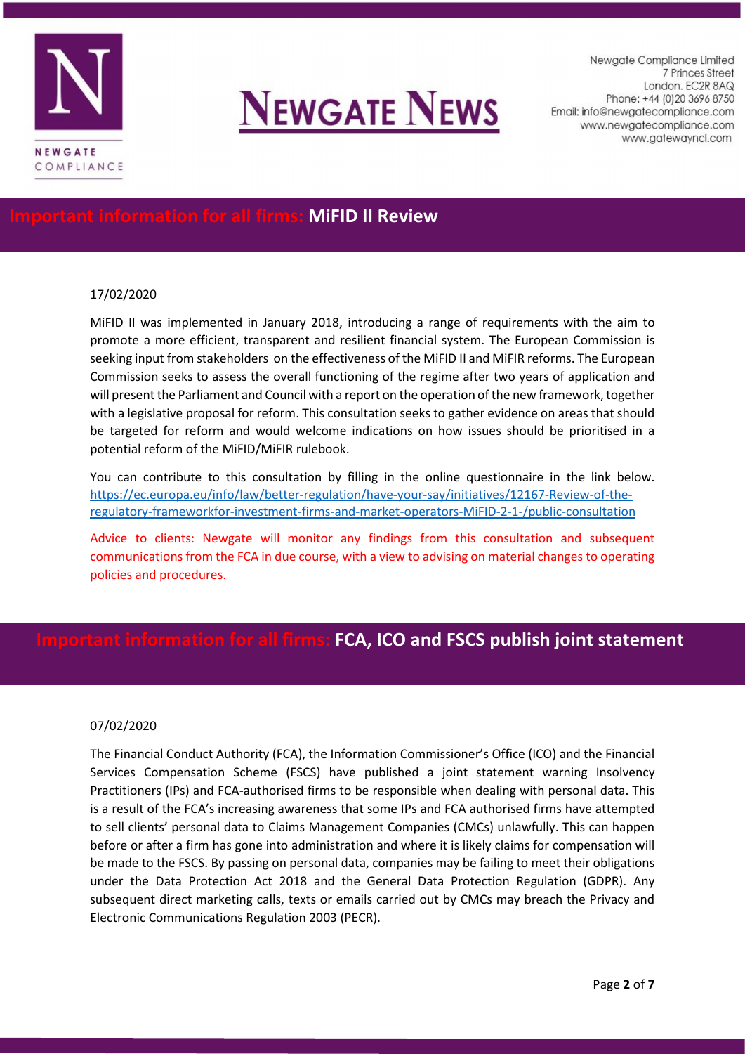## Important information for all firms: MiFID II Review

17/02/2020

MiFID II was implemented in January 2018, introducing a range of requirements with the aim to promote a more efficient, transparent and resilient financial system. The European Commission is seeking input from stakeholders on the effectiveness of the MiFID II and MiFIR reforms. The European Commission seeks to assess the overall functioning of the regime after two years of application and will present the Parliament and Council with a report on the operation of the new framework, together with a legislative proposal for reform. This consultation seeks to gather evidence on areas that should be targeted for reform and would welcome indications on how issues should be prioritised in a potential reform of the MiFID/MiFIR rulebook.

You can contribute to this consultation by filling in the online questionnaire in the link below. [https://ec.europa.eu/info/law/better-regulation/have-your-say/initiatives/12167-Review-of-the-regulatory-frameworkfor-investment-firms-and-market-operators-MiFID-2-1-/public-consultation](https://ec.europa.eu/info/law/better-regulation/have-your-say/initiatives/12167-Review-of-the-regulatory-frameworkfor-investment-firms-and-market-operators-MiFID-2-1-/public-consultation)

Advice to clients: Newgate will monitor any findings from this consultation and subsequent communications from the FCA in due course, with a view to advising on material changes to operating policies and procedures.

## Important information for all firms: FCA, ICO and FSCS publish joint statement

07/02/2020

The Financial Conduct Authority (FCA), the Information Commissioner's Office (ICO) and the Financial Services Compensation Scheme (FSCS) have published a joint statement warning Insolvency Practitioners (IPs) and FCA-authorised firms to be responsible when dealing with personal data. This is a result of the FCA's increasing awareness that some IPs and FCA authorised firms have attempted to sell clients' personal data to Claims Management Companies (CMCs) unlawfully. This can happen before or after a firm has gone into administration and where it is likely claims for compensation will be made to the FSCS. By passing on personal data, companies may be failing to meet their obligations under the Data Protection Act 2018 and the General Data Protection Regulation (GDPR). Any subsequent direct marketing calls, texts or emails carried out by CMCs may breach the Privacy and Electronic Communications Regulation 2003 (PECR).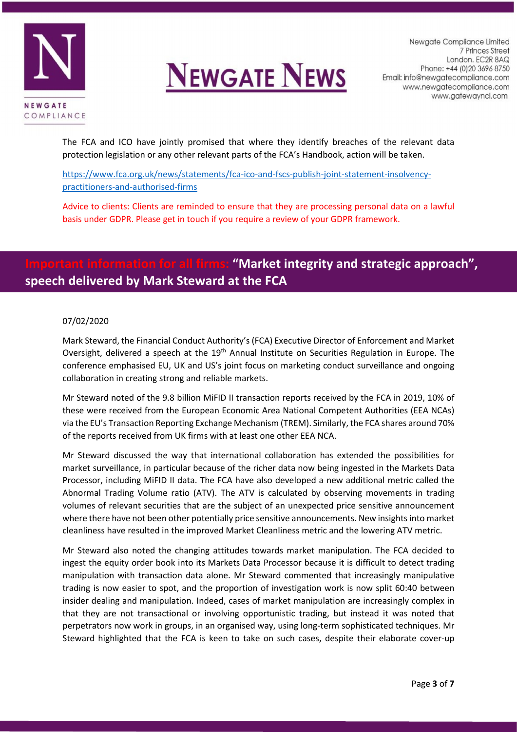The FCA and ICO have jointly promised that where they identify breaches of the relevant data protection legislation or any other relevant parts of the FCA's Handbook, action will be taken.

https://www.fca.org.uk/news/statements/fca-ico-and-fscs-publish-joint-statement-insolvency-practitioners-and-authorised-firms

Advice to clients: Clients are reminded to ensure that they are processing personal data on a lawful basis under GDPR. Please get in touch if you require a review of your GDPR framework.

## Important information for all firms: "Market integrity and strategic approach", speech delivered by Mark Steward at the FCA

07/02/2020

Mark Steward, the Financial Conduct Authority's (FCA) Executive Director of Enforcement and Market Oversight, delivered a speech at the 19th Annual Institute on Securities Regulation in Europe. The conference emphasised EU, UK and US's joint focus on marketing conduct surveillance and ongoing collaboration in creating strong and reliable markets.

Mr Steward noted of the 9.8 billion MiFID II transaction reports received by the FCA in 2019, 10% of these were received from the European Economic Area National Competent Authorities (EEA NCAs) via the EU's Transaction Reporting Exchange Mechanism (TREM). Similarly, the FCA shares around 70% of the reports received from UK firms with at least one other EEA NCA.

Mr Steward discussed the way that international collaboration has extended the possibilities for market surveillance, in particular because of the richer data now being ingested in the Markets Data Processor, including MiFID II data. The FCA have also developed a new additional metric called the Abnormal Trading Volume ratio (ATV). The ATV is calculated by observing movements in trading volumes of relevant securities that are the subject of an unexpected price sensitive announcement where there have not been other potentially price sensitive announcements. New insights into market cleanliness have resulted in the improved Market Cleanliness metric and the lowering ATV metric.

Mr Steward also noted the changing attitudes towards market manipulation. The FCA decided to ingest the equity order book into its Markets Data Processor because it is difficult to detect trading manipulation with transaction data alone. Mr Steward commented that increasingly manipulative trading is now easier to spot, and the proportion of investigation work is now split 60:40 between insider dealing and manipulation. Indeed, cases of market manipulation are increasingly complex in that they are not transactional or involving opportunistic trading, but instead it was noted that perpetrators now work in groups, in an organised way, using long-term sophisticated techniques. Mr Steward highlighted that the FCA is keen to take on such cases, despite their elaborate cover-up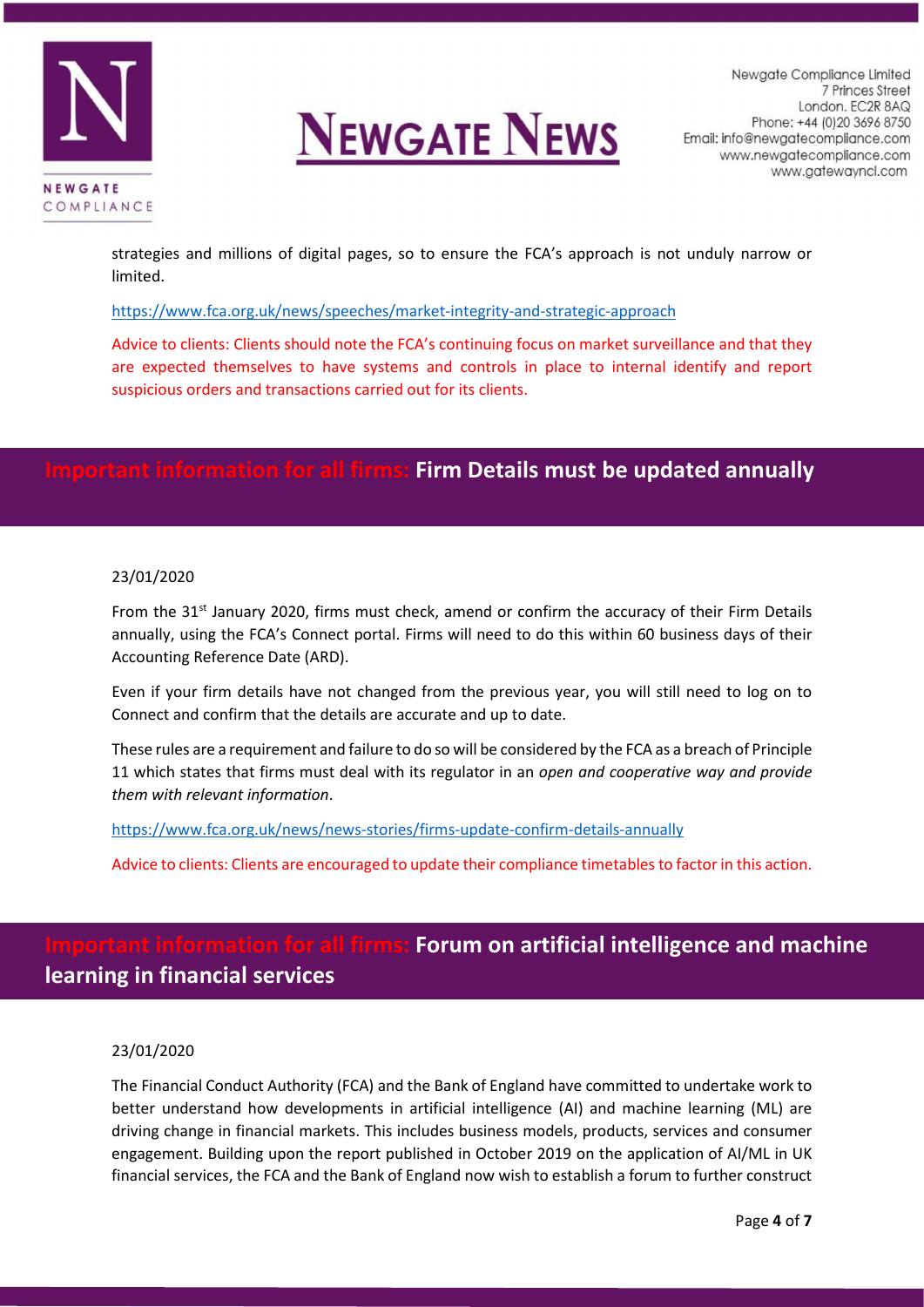strategies and millions of digital pages, so to ensure the FCA's approach is not unduly narrow or limited.

https://www.fca.org.uk/news/speeches/market-integrity-and-strategic-approach

Advice to clients: Clients should note the FCA's continuing focus on market surveillance and that they are expected themselves to have systems and controls in place to internal identify and report suspicious orders and transactions carried out for its clients.

## Important information for all firms: Firm Details must be updated annually

23/01/2020

From the 31st January 2020, firms must check, amend or confirm the accuracy of their Firm Details annually, using the FCA's Connect portal. Firms will need to do this within 60 business days of their Accounting Reference Date (ARD).

Even if your firm details have not changed from the previous year, you will still need to log on to Connect and confirm that the details are accurate and up to date.

These rules are a requirement and failure to do so will be considered by the FCA as a breach of Principle 11 which states that firms must deal with its regulator in an *open and cooperative way and provide them with relevant information*.

https://www.fca.org.uk/news/news-stories/firms-update-confirm-details-annually

Advice to clients: Clients are encouraged to update their compliance timetables to factor in this action.

## Important information for all firms: Forum on artificial intelligence and machine learning in financial services

23/01/2020

The Financial Conduct Authority (FCA) and the Bank of England have committed to undertake work to better understand how developments in artificial intelligence (AI) and machine learning (ML) are driving change in financial markets. This includes business models, products, services and consumer engagement. Building upon the report published in October 2019 on the application of AI/ML in UK financial services, the FCA and the Bank of England now wish to establish a forum to further construct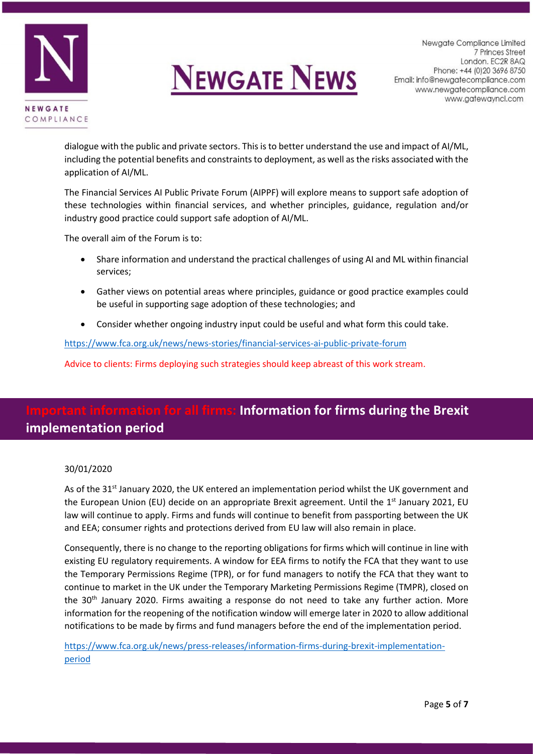dialogue with the public and private sectors. This is to better understand the use and impact of AI/ML, including the potential benefits and constraints to deployment, as well as the risks associated with the application of AI/ML.

The Financial Services AI Public Private Forum (AIPPF) will explore means to support safe adoption of these technologies within financial services, and whether principles, guidance, regulation and/or industry good practice could support safe adoption of AI/ML.

The overall aim of the Forum is to:

- Share information and understand the practical challenges of using AI and ML within financial services;
- Gather views on potential areas where principles, guidance or good practice examples could be useful in supporting sage adoption of these technologies; and
- Consider whether ongoing industry input could be useful and what form this could take.

https://www.fca.org.uk/news/news-stories/financial-services-ai-public-private-forum

Advice to clients: Firms deploying such strategies should keep abreast of this work stream.

## Important information for all firms: Information for firms during the Brexit implementation period

30/01/2020

As of the 31st January 2020, the UK entered an implementation period whilst the UK government and the European Union (EU) decide on an appropriate Brexit agreement. Until the 1st January 2021, EU law will continue to apply. Firms and funds will continue to benefit from passporting between the UK and EEA; consumer rights and protections derived from EU law will also remain in place.

Consequently, there is no change to the reporting obligations for firms which will continue in line with existing EU regulatory requirements. A window for EEA firms to notify the FCA that they want to use the Temporary Permissions Regime (TPR), or for fund managers to notify the FCA that they want to continue to market in the UK under the Temporary Marketing Permissions Regime (TMPR), closed on the 30th January 2020. Firms awaiting a response do not need to take any further action. More information for the reopening of the notification window will emerge later in 2020 to allow additional notifications to be made by firms and fund managers before the end of the implementation period.

https://www.fca.org.uk/news/press-releases/information-firms-during-brexit-implementation-period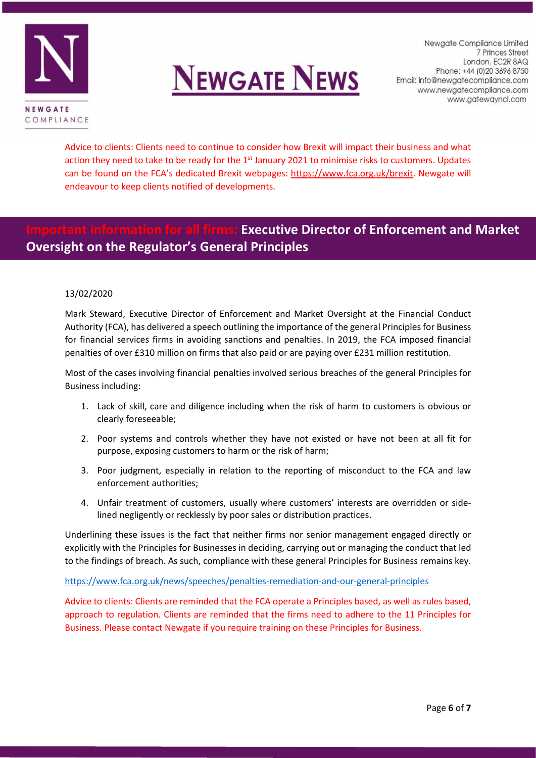Advice to clients: Clients need to continue to consider how Brexit will impact their business and what action they need to take to be ready for the 1st January 2021 to minimise risks to customers. Updates can be found on the FCA's dedicated Brexit webpages: https://www.fca.org.uk/brexit. Newgate will endeavour to keep clients notified of developments.

## Important information for all firms: Executive Director of Enforcement and Market Oversight on the Regulator's General Principles

13/02/2020

Mark Steward, Executive Director of Enforcement and Market Oversight at the Financial Conduct Authority (FCA), has delivered a speech outlining the importance of the general Principles for Business for financial services firms in avoiding sanctions and penalties. In 2019, the FCA imposed financial penalties of over £310 million on firms that also paid or are paying over £231 million restitution.

Most of the cases involving financial penalties involved serious breaches of the general Principles for Business including:

1. Lack of skill, care and diligence including when the risk of harm to customers is obvious or clearly foreseeable;
2. Poor systems and controls whether they have not existed or have not been at all fit for purpose, exposing customers to harm or the risk of harm;
3. Poor judgment, especially in relation to the reporting of misconduct to the FCA and law enforcement authorities;
4. Unfair treatment of customers, usually where customers' interests are overridden or side-lined negligently or recklessly by poor sales or distribution practices.

Underlining these issues is the fact that neither firms nor senior management engaged directly or explicitly with the Principles for Businesses in deciding, carrying out or managing the conduct that led to the findings of breach. As such, compliance with these general Principles for Business remains key.

https://www.fca.org.uk/news/speeches/penalties-remediation-and-our-general-principles

Advice to clients: Clients are reminded that the FCA operate a Principles based, as well as rules based, approach to regulation. Clients are reminded that the firms need to adhere to the 11 Principles for Business. Please contact Newgate if you require training on these Principles for Business.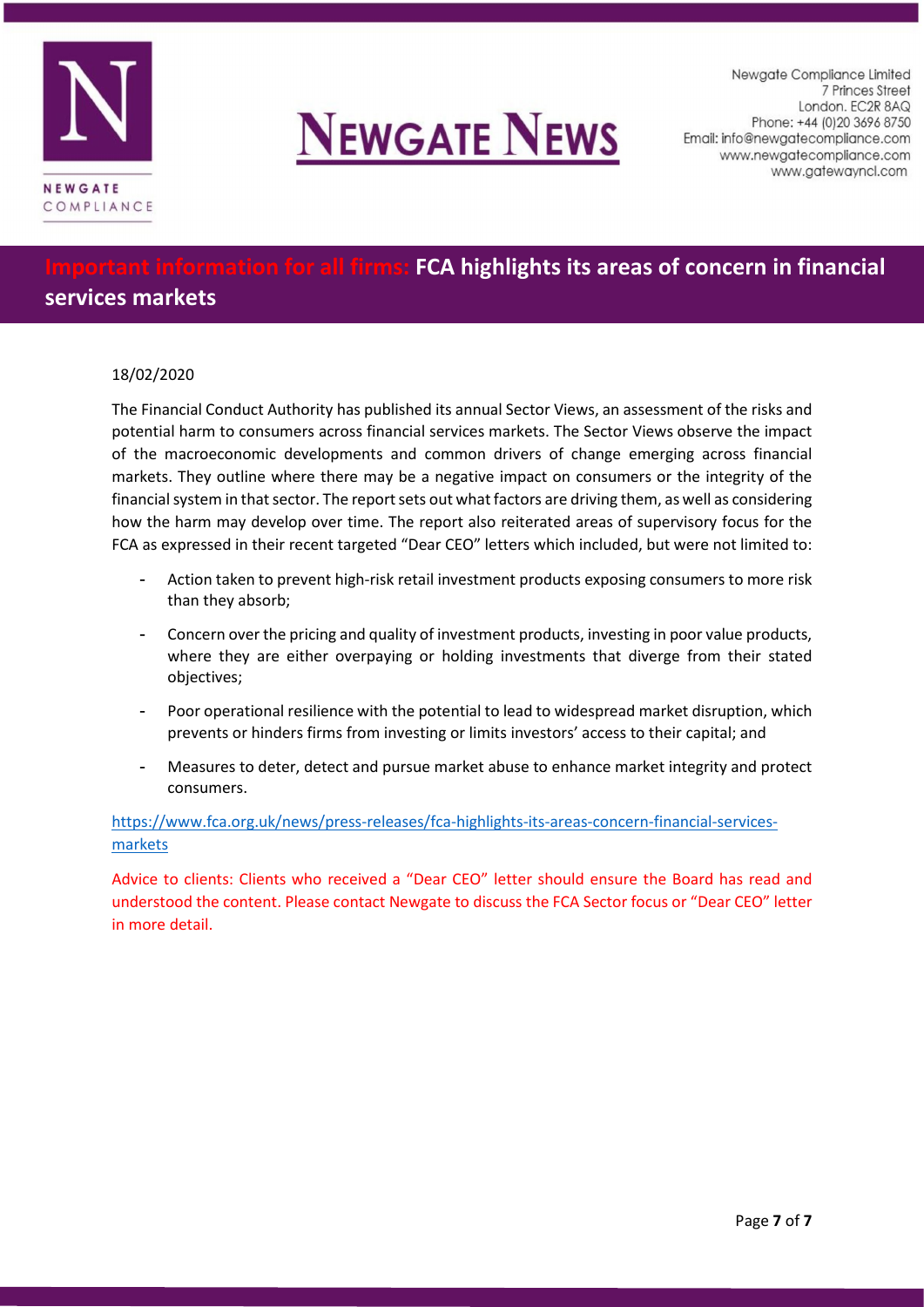## Important information for all firms: FCA highlights its areas of concern in financial services markets

18/02/2020

The Financial Conduct Authority has published its annual Sector Views, an assessment of the risks and potential harm to consumers across financial services markets. The Sector Views observe the impact of the macroeconomic developments and common drivers of change emerging across financial markets. They outline where there may be a negative impact on consumers or the integrity of the financial system in that sector. The report sets out what factors are driving them, as well as considering how the harm may develop over time. The report also reiterated areas of supervisory focus for the FCA as expressed in their recent targeted "Dear CEO" letters which included, but were not limited to:

- Action taken to prevent high-risk retail investment products exposing consumers to more risk than they absorb;
- Concern over the pricing and quality of investment products, investing in poor value products, where they are either overpaying or holding investments that diverge from their stated objectives;
- Poor operational resilience with the potential to lead to widespread market disruption, which prevents or hinders firms from investing or limits investors' access to their capital; and
- Measures to deter, detect and pursue market abuse to enhance market integrity and protect consumers.

https://www.fca.org.uk/news/press-releases/fca-highlights-its-areas-concern-financial-services-markets

Advice to clients: Clients who received a "Dear CEO" letter should ensure the Board has read and understood the content. Please contact Newgate to discuss the FCA Sector focus or "Dear CEO" letter in more detail.